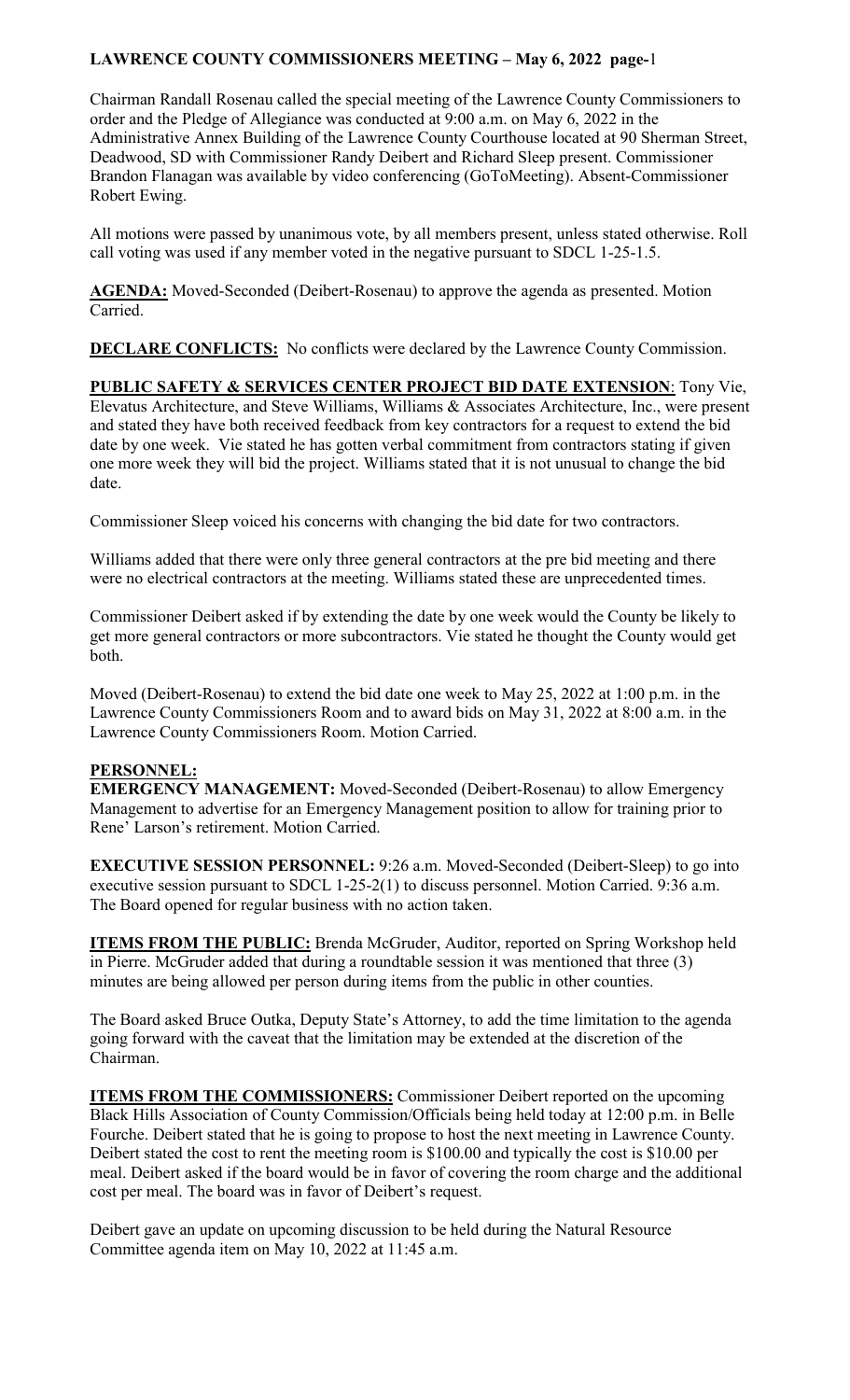Chairman Randall Rosenau called the special meeting of the Lawrence County Commissioners to order and the Pledge of Allegiance was conducted at 9:00 a.m. on May 6, 2022 in the Administrative Annex Building of the Lawrence County Courthouse located at 90 Sherman Street, Deadwood, SD with Commissioner Randy Deibert and Richard Sleep present. Commissioner Brandon Flanagan was available by video conferencing (GoToMeeting). Absent-Commissioner Robert Ewing.

All motions were passed by unanimous vote, by all members present, unless stated otherwise. Roll call voting was used if any member voted in the negative pursuant to SDCL 1-25-1.5.

**AGENDA:** Moved-Seconded (Deibert-Rosenau) to approve the agenda as presented. Motion Carried.

**DECLARE CONFLICTS:** No conflicts were declared by the Lawrence County Commission.

**PUBLIC SAFETY & SERVICES CENTER PROJECT BID DATE EXTENSION**: Tony Vie, Elevatus Architecture, and Steve Williams, Williams & Associates Architecture, Inc., were present and stated they have both received feedback from key contractors for a request to extend the bid date by one week. Vie stated he has gotten verbal commitment from contractors stating if given one more week they will bid the project. Williams stated that it is not unusual to change the bid date.

Commissioner Sleep voiced his concerns with changing the bid date for two contractors.

Williams added that there were only three general contractors at the pre bid meeting and there were no electrical contractors at the meeting. Williams stated these are unprecedented times.

Commissioner Deibert asked if by extending the date by one week would the County be likely to get more general contractors or more subcontractors. Vie stated he thought the County would get both.

Moved (Deibert-Rosenau) to extend the bid date one week to May 25, 2022 at 1:00 p.m. in the Lawrence County Commissioners Room and to award bids on May 31, 2022 at 8:00 a.m. in the Lawrence County Commissioners Room. Motion Carried.

**PERSONNEL:**

**EMERGENCY MANAGEMENT:** Moved-Seconded (Deibert-Rosenau) to allow Emergency Management to advertise for an Emergency Management position to allow for training prior to Rene' Larson's retirement. Motion Carried.

**EXECUTIVE SESSION PERSONNEL:** 9:26 a.m. Moved-Seconded (Deibert-Sleep) to go into executive session pursuant to SDCL 1-25-2(1) to discuss personnel. Motion Carried. 9:36 a.m. The Board opened for regular business with no action taken.

**ITEMS FROM THE PUBLIC:** Brenda McGruder, Auditor, reported on Spring Workshop held in Pierre. McGruder added that during a roundtable session it was mentioned that three (3) minutes are being allowed per person during items from the public in other counties.

The Board asked Bruce Outka, Deputy State's Attorney, to add the time limitation to the agenda going forward with the caveat that the limitation may be extended at the discretion of the Chairman.

**ITEMS FROM THE COMMISSIONERS:** Commissioner Deibert reported on the upcoming Black Hills Association of County Commission/Officials being held today at 12:00 p.m. in Belle Fourche. Deibert stated that he is going to propose to host the next meeting in Lawrence County. Deibert stated the cost to rent the meeting room is $100.00 and typically the cost is $10.00 per meal. Deibert asked if the board would be in favor of covering the room charge and the additional cost per meal. The board was in favor of Deibert's request.

Deibert gave an update on upcoming discussion to be held during the Natural Resource Committee agenda item on May 10, 2022 at 11:45 a.m.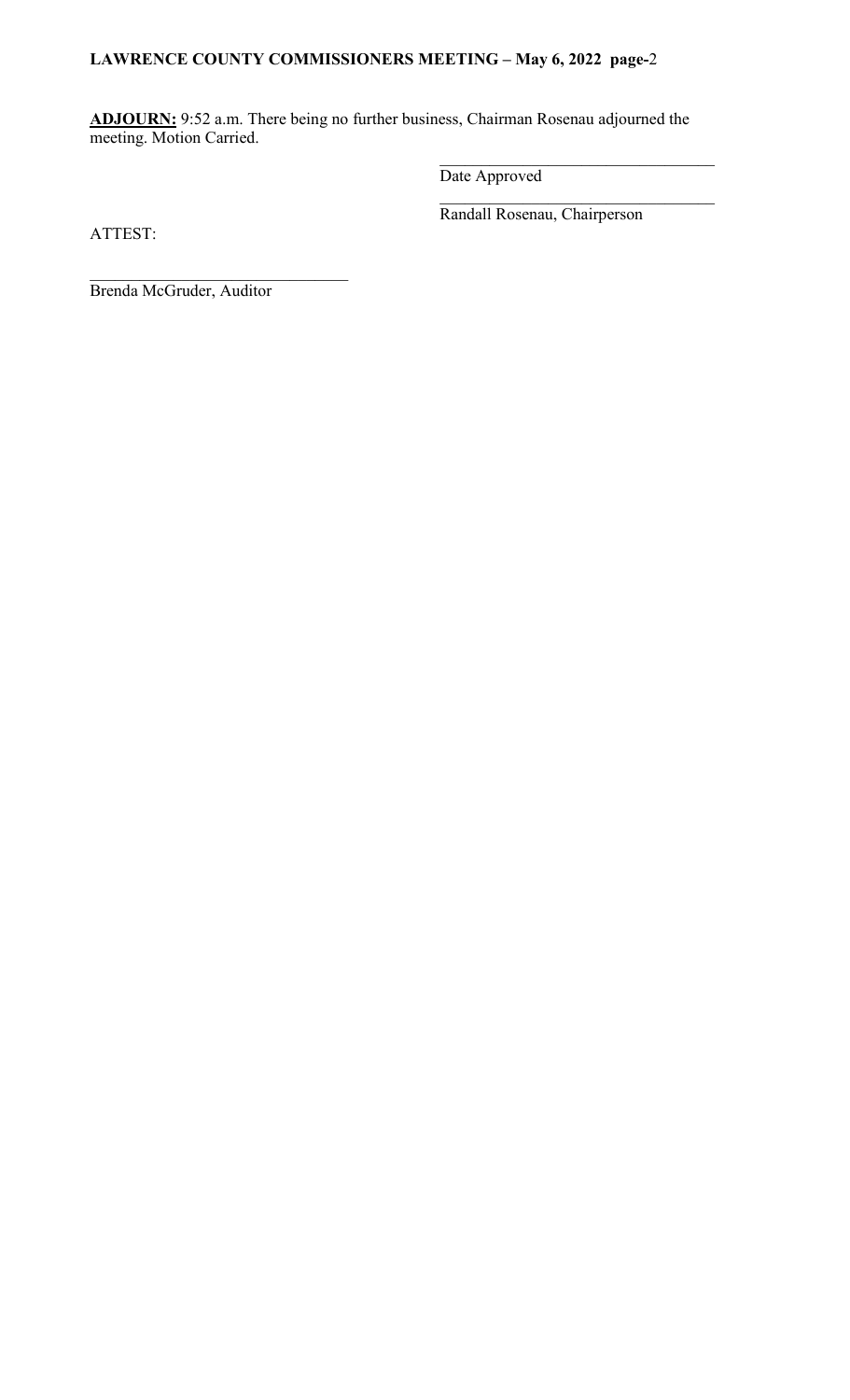**ADJOURN:** 9:52 a.m. There being no further business, Chairman Rosenau adjourned the meeting. Motion Carried.

\_\_\_\_\_\_\_\_\_\_\_\_\_\_\_\_\_\_\_\_\_\_\_\_\_\_\_\_\_\_\_\_
Date Approved

\_\_\_\_\_\_\_\_\_\_\_\_\_\_\_\_\_\_\_\_\_\_\_\_\_\_\_\_\_\_\_\_
Randall Rosenau, Chairperson

ATTEST:

\_\_\_\_\_\_\_\_\_\_\_\_\_\_\_\_\_\_\_\_\_\_\_\_\_\_\_\_\_\_\_\_
Brenda McGruder, Auditor